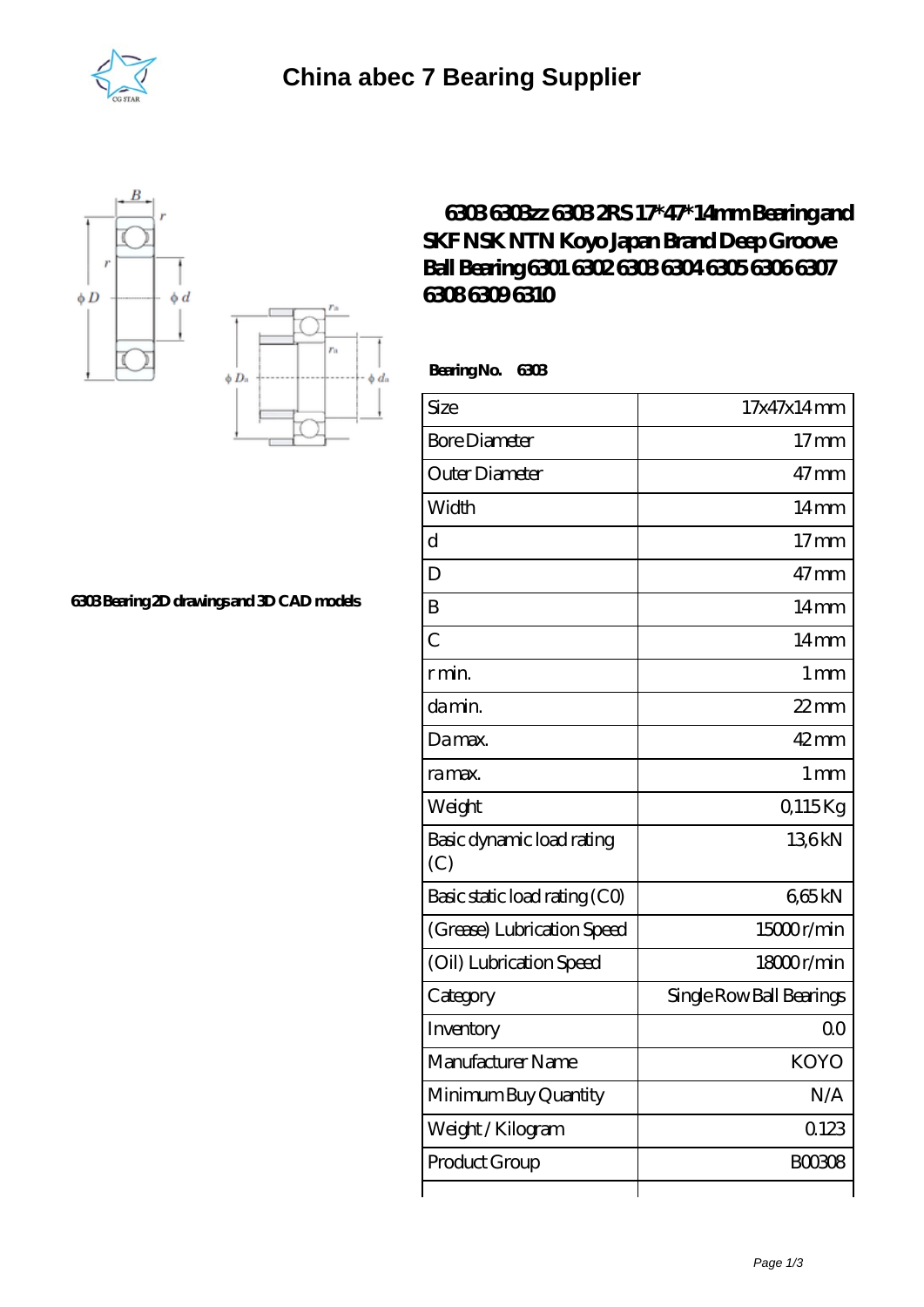# China abec 7 Bearing Supplier

## 6303 6303zz 6303 2RS 17*47*14mm Bearing and SKF NSK NTN Koyo Japan Brand Deep Groove Ball Bearing 6301 6302 6303 6304 6305 6306 6307 6308 6309 6310

6303 Bearing 2D drawings and 3D CAD models

**Bearing No. 6303**

| Size | 17x47x14 mm |
|---|---|
| Bore Diameter | 17 mm |
| Outer Diameter | 47 mm |
| Width | 14 mm |
| d | 17 mm |
| D | 47 mm |
| B | 14 mm |
| C | 14 mm |
| r min. | 1 mm |
| da min. | 22 mm |
| Da max. | 42 mm |
| ra max. | 1 mm |
| Weight | 0,115 Kg |
| Basic dynamic load rating (C) | 13,6 kN |
| Basic static load rating (C0) | 6,65 kN |
| (Grease) Lubrication Speed | 15000 r/min |
| (Oil) Lubrication Speed | 18000 r/min |
| Category | Single Row Ball Bearings |
| Inventory | 0.0 |
| Manufacturer Name | KOYO |
| Minimum Buy Quantity | N/A |
| Weight / Kilogram | 0.123 |
| Product Group | B00308 |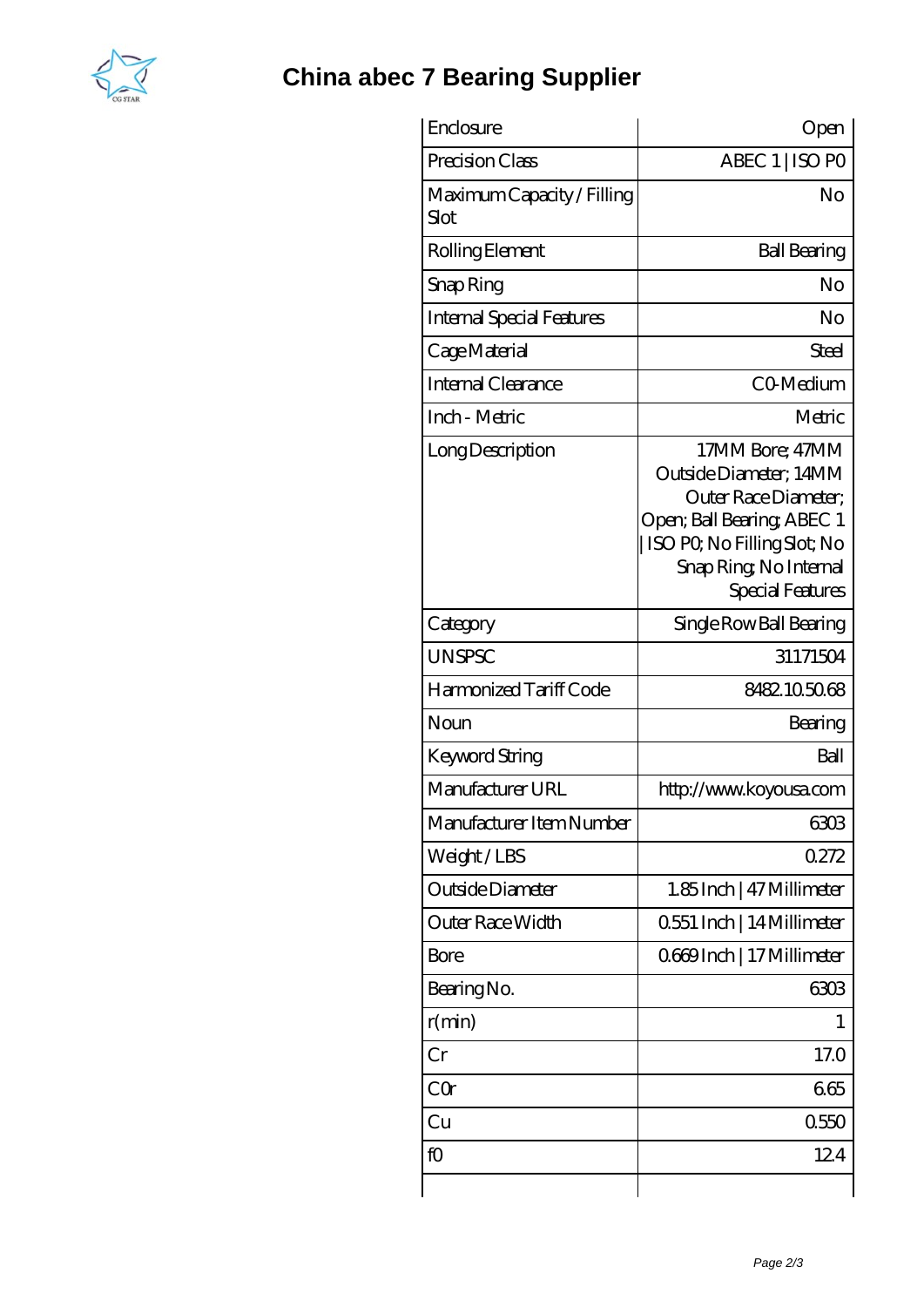# China abec 7 Bearing Supplier

| | |
|---|---|
| Enclosure | Open |
| Precision Class | ABEC 1 \| ISO P0 |
| Maximum Capacity / Filling Slot | No |
| Rolling Element | Ball Bearing |
| Snap Ring | No |
| Internal Special Features | No |
| Cage Material | Steel |
| Internal Clearance | C0-Medium |
| Inch - Metric | Metric |
| Long Description | 17MM Bore; 47MM Outside Diameter; 14MM Outer Race Diameter; Open; Ball Bearing; ABEC 1 \| ISO P0; No Filling Slot; No Snap Ring; No Internal Special Features |
| Category | Single Row Ball Bearing |
| UNSPSC | 31171504 |
| Harmonized Tariff Code | 8482.10.50.68 |
| Noun | Bearing |
| Keyword String | Ball |
| Manufacturer URL | http://www.koyousa.com |
| Manufacturer Item Number | 6303 |
| Weight / LBS | 0.272 |
| Outside Diameter | 1.85 Inch \| 47 Millimeter |
| Outer Race Width | 0.551 Inch \| 14 Millimeter |
| Bore | 0.669 Inch \| 17 Millimeter |
| Bearing No. | 6303 |
| r(min) | 1 |
| Cr | 17.0 |
| C0r | 6.65 |
| Cu | 0.550 |
| f0 | 12.4 |
| | |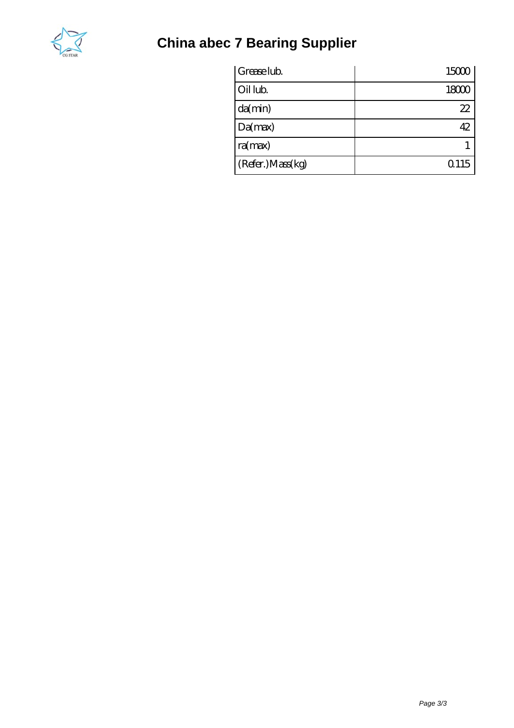| | |
|---|---|
| Grease lub. | 15000 |
| Oil lub. | 18000 |
| da(min) | 22 |
| Da(max) | 42 |
| ra(max) | 1 |
| (Refer.)Mass(kg) | 0.115 |